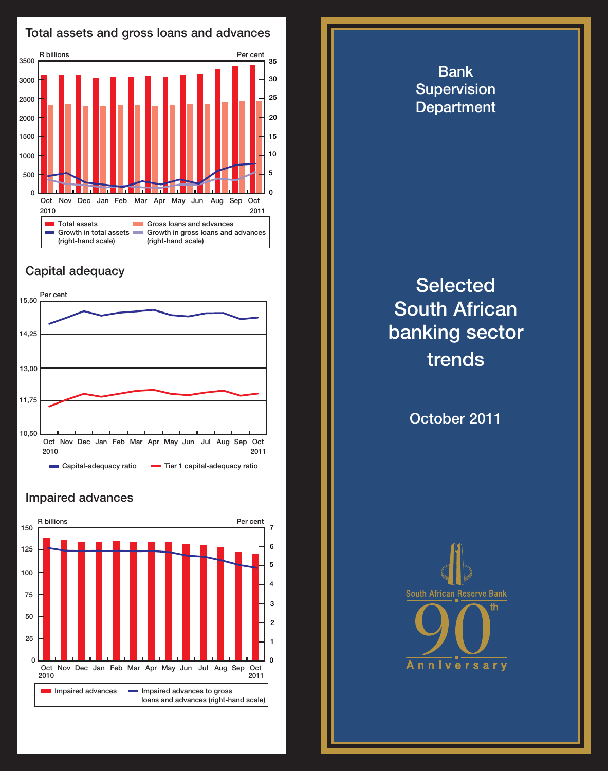## Total assets and gross loans and advances

R billions | Per cent

Oct 2010, Nov, Dec, Jan, Feb, Mar, Apr, May, Jun, Aug, Sep, Oct 2011

- Total assets
- Gross loans and advances
- Growth in total assets (right-hand scale)
- Growth in gross loans and advances (right-hand scale)

## Capital adequacy

Per cent

Oct 2010, Nov, Dec, Jan, Feb, Mar, Apr, May, Jun, Jul, Aug, Sep, Oct 2011

- Capital-adequacy ratio
- Tier 1 capital-adequacy ratio

## Impaired advances

R billions | Per cent

Oct 2010, Nov, Dec, Jan, Feb, Mar, Apr, May, Jun, Jul, Aug, Sep, Oct 2011

- Impaired advances
- Impaired advances to gross loans and advances (right-hand scale)

# Bank Supervision Department

# Selected South African banking sector trends

## October 2011

South African Reserve Bank 90th Anniversary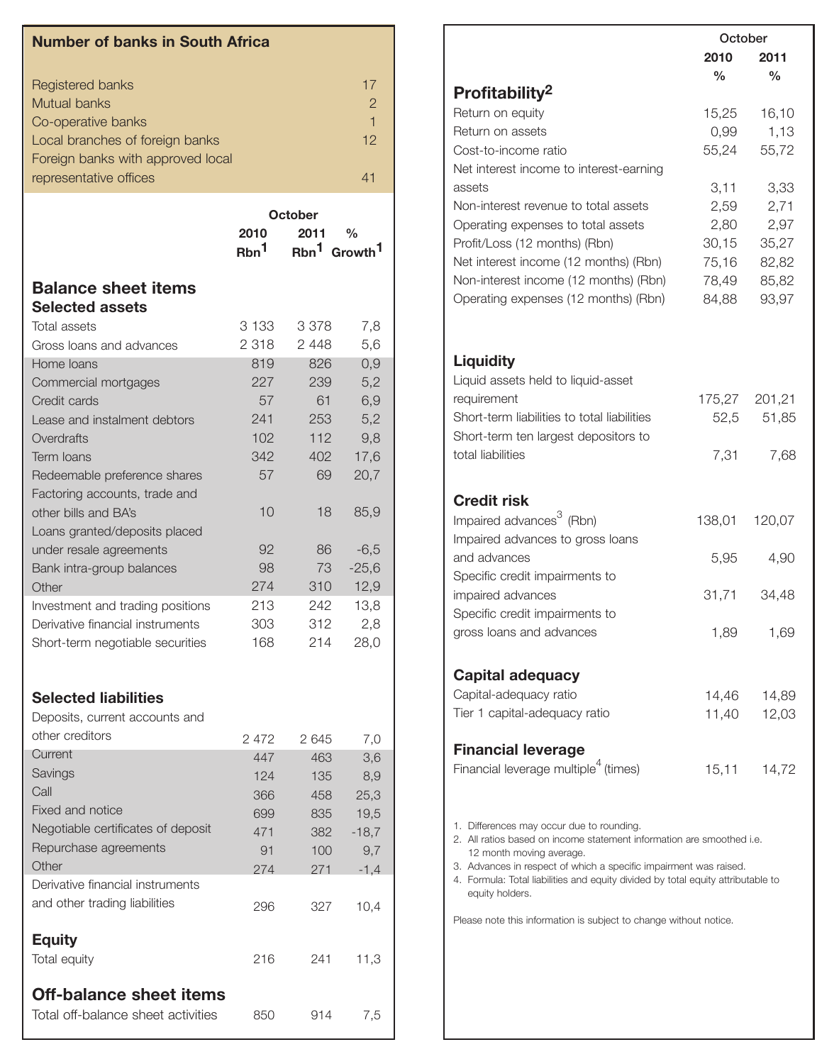## Number of banks in South Africa

| | |
|---|---|
| Registered banks | 17 |
| Mutual banks | 2 |
| Co-operative banks | 1 |
| Local branches of foreign banks | 12 |
| Foreign banks with approved local representative offices | 41 |

| | October 2010 Rbn[1] | October 2011 Rbn[1] | % Growth[1] |
|---|---|---|---|
| **Balance sheet items** | | | |
| **Selected assets** | | | |
| Total assets | 3 133 | 3 378 | 7,8 |
| Gross loans and advances | 2 318 | 2 448 | 5,6 |
| Home loans | 819 | 826 | 0,9 |
| Commercial mortgages | 227 | 239 | 5,2 |
| Credit cards | 57 | 61 | 6,9 |
| Lease and instalment debtors | 241 | 253 | 5,2 |
| Overdrafts | 102 | 112 | 9,8 |
| Term loans | 342 | 402 | 17,6 |
| Redeemable preference shares | 57 | 69 | 20,7 |
| Factoring accounts, trade and other bills and BA's | 10 | 18 | 85,9 |
| Loans granted/deposits placed under resale agreements | 92 | 86 | -6,5 |
| Bank intra-group balances | 98 | 73 | -25,6 |
| Other | 274 | 310 | 12,9 |
| Investment and trading positions | 213 | 242 | 13,8 |
| Derivative financial instruments | 303 | 312 | 2,8 |
| Short-term negotiable securities | 168 | 214 | 28,0 |
| **Selected liabilities** | | | |
| Deposits, current accounts and other creditors | 2 472 | 2 645 | 7,0 |
| Current | 447 | 463 | 3,6 |
| Savings | 124 | 135 | 8,9 |
| Call | 366 | 458 | 25,3 |
| Fixed and notice | 699 | 835 | 19,5 |
| Negotiable certificates of deposit | 471 | 382 | -18,7 |
| Repurchase agreements | 91 | 100 | 9,7 |
| Other | 274 | 271 | -1,4 |
| Derivative financial instruments and other trading liabilities | 296 | 327 | 10,4 |
| **Equity** | | | |
| Total equity | 216 | 241 | 11,3 |
| **Off-balance sheet items** | | | |
| Total off-balance sheet activities | 850 | 914 | 7,5 |

| | October 2010 % | October 2011 % |
|---|---|---|
| **Profitability[2]** | | |
| Return on equity | 15,25 | 16,10 |
| Return on assets | 0,99 | 1,13 |
| Cost-to-income ratio | 55,24 | 55,72 |
| Net interest income to interest-earning assets | 3,11 | 3,33 |
| Non-interest revenue to total assets | 2,59 | 2,71 |
| Operating expenses to total assets | 2,80 | 2,97 |
| Profit/Loss (12 months) (Rbn) | 30,15 | 35,27 |
| Net interest income (12 months) (Rbn) | 75,16 | 82,82 |
| Non-interest income (12 months) (Rbn) | 78,49 | 85,82 |
| Operating expenses (12 months) (Rbn) | 84,88 | 93,97 |
| **Liquidity** | | |
| Liquid assets held to liquid-asset requirement | 175,27 | 201,21 |
| Short-term liabilities to total liabilities | 52,5 | 51,85 |
| Short-term ten largest depositors to total liabilities | 7,31 | 7,68 |
| **Credit risk** | | |
| Impaired advances[3] (Rbn) | 138,01 | 120,07 |
| Impaired advances to gross loans and advances | 5,95 | 4,90 |
| Specific credit impairments to impaired advances | 31,71 | 34,48 |
| Specific credit impairments to gross loans and advances | 1,89 | 1,69 |
| **Capital adequacy** | | |
| Capital-adequacy ratio | 14,46 | 14,89 |
| Tier 1 capital-adequacy ratio | 11,40 | 12,03 |
| **Financial leverage** | | |
| Financial leverage multiple[4] (times) | 15,11 | 14,72 |

1. Differences may occur due to rounding.
2. All ratios based on income statement information are smoothed i.e. 12 month moving average.
3. Advances in respect of which a specific impairment was raised.
4. Formula: Total liabilities and equity divided by total equity attributable to equity holders.

Please note this information is subject to change without notice.